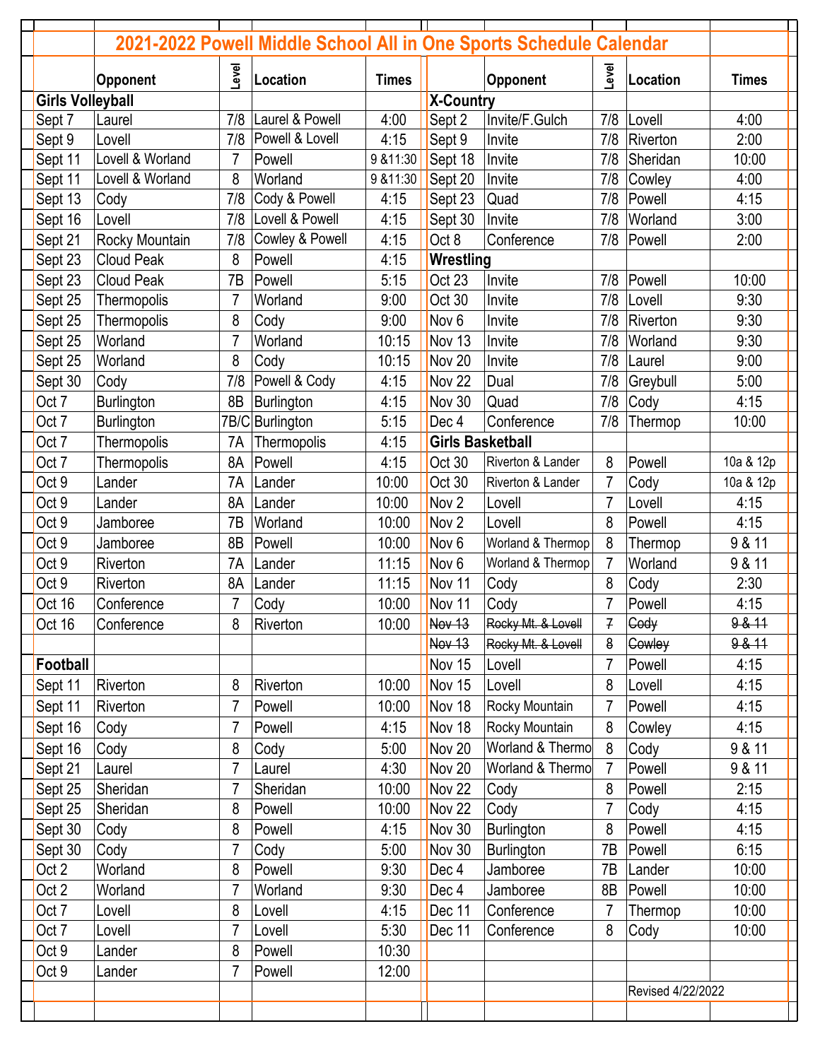# 2021-2022 Powell Middle School All in One Sports Schedule Calendar

| | Opponent | Level | Location | Times |
|---|---|---|---|---|
| **Girls Volleyball** | | | | |
| Sept 7 | Laurel | 7/8 | Laurel & Powell | 4:00 |
| Sept 9 | Lovell | 7/8 | Powell & Lovell | 4:15 |
| Sept 11 | Lovell & Worland | 7 | Powell | 9 &11:30 |
| Sept 11 | Lovell & Worland | 8 | Worland | 9 &11:30 |
| Sept 13 | Cody | 7/8 | Cody & Powell | 4:15 |
| Sept 16 | Lovell | 7/8 | Lovell & Powell | 4:15 |
| Sept 21 | Rocky Mountain | 7/8 | Cowley & Powell | 4:15 |
| Sept 23 | Cloud Peak | 8 | Powell | 4:15 |
| Sept 23 | Cloud Peak | 7B | Powell | 5:15 |
| Sept 25 | Thermopolis | 7 | Worland | 9:00 |
| Sept 25 | Thermopolis | 8 | Cody | 9:00 |
| Sept 25 | Worland | 7 | Worland | 10:15 |
| Sept 25 | Worland | 8 | Cody | 10:15 |
| Sept 30 | Cody | 7/8 | Powell & Cody | 4:15 |
| Oct 7 | Burlington | 8B | Burlington | 4:15 |
| Oct 7 | Burlington | 7B/C | Burlington | 5:15 |
| Oct 7 | Thermopolis | 7A | Thermopolis | 4:15 |
| Oct 7 | Thermopolis | 8A | Powell | 4:15 |
| Oct 9 | Lander | 7A | Lander | 10:00 |
| Oct 9 | Lander | 8A | Lander | 10:00 |
| Oct 9 | Jamboree | 7B | Worland | 10:00 |
| Oct 9 | Jamboree | 8B | Powell | 10:00 |
| Oct 9 | Riverton | 7A | Lander | 11:15 |
| Oct 9 | Riverton | 8A | Lander | 11:15 |
| Oct 16 | Conference | 7 | Cody | 10:00 |
| Oct 16 | Conference | 8 | Riverton | 10:00 |
| **Football** | | | | |
| Sept 11 | Riverton | 8 | Riverton | 10:00 |
| Sept 11 | Riverton | 7 | Powell | 10:00 |
| Sept 16 | Cody | 7 | Powell | 4:15 |
| Sept 16 | Cody | 8 | Cody | 5:00 |
| Sept 21 | Laurel | 7 | Laurel | 4:30 |
| Sept 25 | Sheridan | 7 | Sheridan | 10:00 |
| Sept 25 | Sheridan | 8 | Powell | 10:00 |
| Sept 30 | Cody | 8 | Powell | 4:15 |
| Sept 30 | Cody | 7 | Cody | 5:00 |
| Oct 2 | Worland | 8 | Powell | 9:30 |
| Oct 2 | Worland | 7 | Worland | 9:30 |
| Oct 7 | Lovell | 8 | Lovell | 4:15 |
| Oct 7 | Lovell | 7 | Lovell | 5:30 |
| Oct 9 | Lander | 8 | Powell | 10:30 |
| Oct 9 | Lander | 7 | Powell | 12:00 |

| | Opponent | Level | Location | Times |
|---|---|---|---|---|
| **X-Country** | | | | |
| Sept 2 | Invite/F.Gulch | 7/8 | Lovell | 4:00 |
| Sept 9 | Invite | 7/8 | Riverton | 2:00 |
| Sept 18 | Invite | 7/8 | Sheridan | 10:00 |
| Sept 20 | Invite | 7/8 | Cowley | 4:00 |
| Sept 23 | Quad | 7/8 | Powell | 4:15 |
| Sept 30 | Invite | 7/8 | Worland | 3:00 |
| Oct 8 | Conference | 7/8 | Powell | 2:00 |
| **Wrestling** | | | | |
| Oct 23 | Invite | 7/8 | Powell | 10:00 |
| Oct 30 | Invite | 7/8 | Lovell | 9:30 |
| Nov 6 | Invite | 7/8 | Riverton | 9:30 |
| Nov 13 | Invite | 7/8 | Worland | 9:30 |
| Nov 20 | Invite | 7/8 | Laurel | 9:00 |
| Nov 22 | Dual | 7/8 | Greybull | 5:00 |
| Nov 30 | Quad | 7/8 | Cody | 4:15 |
| Dec 4 | Conference | 7/8 | Thermop | 10:00 |
| **Girls Basketball** | | | | |
| Oct 30 | Riverton & Lander | 8 | Powell | 10a & 12p |
| Oct 30 | Riverton & Lander | 7 | Cody | 10a & 12p |
| Nov 2 | Lovell | 7 | Lovell | 4:15 |
| Nov 2 | Lovell | 8 | Powell | 4:15 |
| Nov 6 | Worland & Thermop | 8 | Thermop | 9 & 11 |
| Nov 6 | Worland & Thermop | 7 | Worland | 9 & 11 |
| Nov 11 | Cody | 8 | Cody | 2:30 |
| Nov 11 | Cody | 7 | Powell | 4:15 |
| ~~Nov 13~~ | ~~Rocky Mt. & Lovell~~ | ~~7~~ | ~~Cody~~ | ~~9 & 11~~ |
| ~~Nov 13~~ | ~~Rocky Mt. & Lovell~~ | ~~8~~ | ~~Cowley~~ | ~~9 & 11~~ |
| Nov 15 | Lovell | 7 | Powell | 4:15 |
| Nov 15 | Lovell | 8 | Lovell | 4:15 |
| Nov 18 | Rocky Mountain | 7 | Powell | 4:15 |
| Nov 18 | Rocky Mountain | 8 | Cowley | 4:15 |
| Nov 20 | Worland & Thermo | 8 | Cody | 9 & 11 |
| Nov 20 | Worland & Thermo | 7 | Powell | 9 & 11 |
| Nov 22 | Cody | 8 | Powell | 2:15 |
| Nov 22 | Cody | 7 | Cody | 4:15 |
| Nov 30 | Burlington | 8 | Powell | 4:15 |
| Nov 30 | Burlington | 7B | Powell | 6:15 |
| Dec 4 | Jamboree | 7B | Lander | 10:00 |
| Dec 4 | Jamboree | 8B | Powell | 10:00 |
| Dec 11 | Conference | 7 | Thermop | 10:00 |
| Dec 11 | Conference | 8 | Cody | 10:00 |

Revised 4/22/2022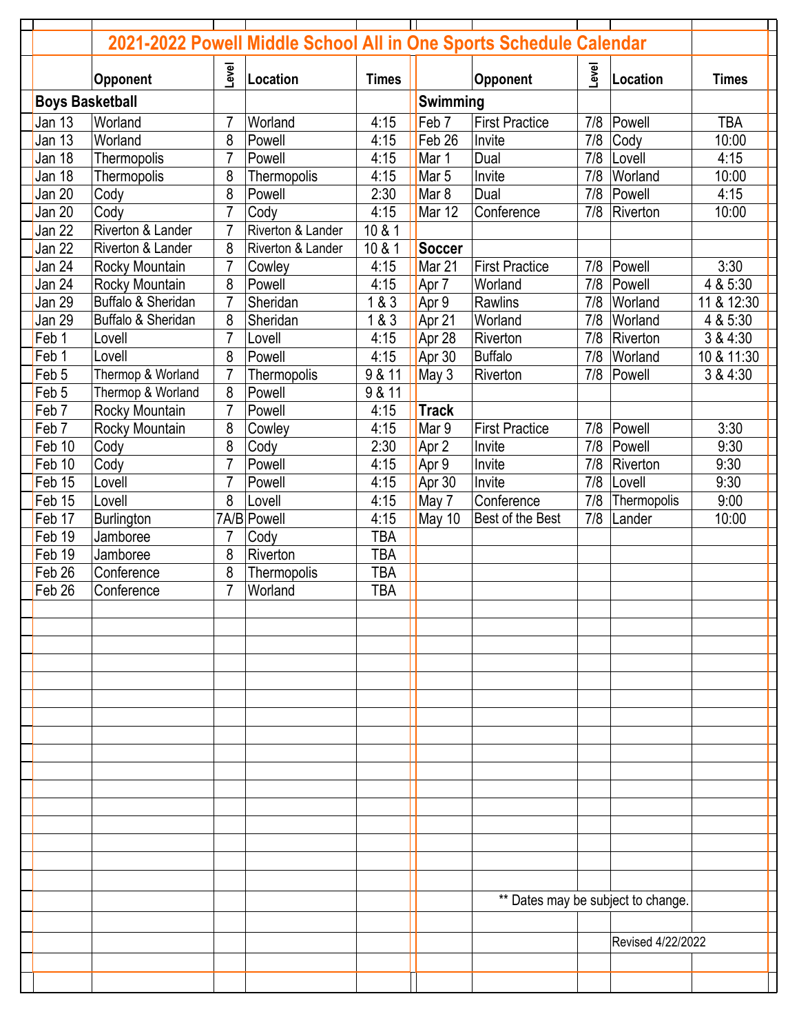# 2021-2022 Powell Middle School All in One Sports Schedule Calendar

| | Opponent | Level | Location | Times |
|---|---|---|---|---|
| **Boys Basketball** | | | | |
| Jan 13 | Worland | 7 | Worland | 4:15 |
| Jan 13 | Worland | 8 | Powell | 4:15 |
| Jan 18 | Thermopolis | 7 | Powell | 4:15 |
| Jan 18 | Thermopolis | 8 | Thermopolis | 4:15 |
| Jan 20 | Cody | 8 | Powell | 2:30 |
| Jan 20 | Cody | 7 | Cody | 4:15 |
| Jan 22 | Riverton & Lander | 7 | Riverton & Lander | 10 & 1 |
| Jan 22 | Riverton & Lander | 8 | Riverton & Lander | 10 & 1 |
| Jan 24 | Rocky Mountain | 7 | Cowley | 4:15 |
| Jan 24 | Rocky Mountain | 8 | Powell | 4:15 |
| Jan 29 | Buffalo & Sheridan | 7 | Sheridan | 1 & 3 |
| Jan 29 | Buffalo & Sheridan | 8 | Sheridan | 1 & 3 |
| Feb 1 | Lovell | 7 | Lovell | 4:15 |
| Feb 1 | Lovell | 8 | Powell | 4:15 |
| Feb 5 | Thermop & Worland | 7 | Thermopolis | 9 & 11 |
| Feb 5 | Thermop & Worland | 8 | Powell | 9 & 11 |
| Feb 7 | Rocky Mountain | 7 | Powell | 4:15 |
| Feb 7 | Rocky Mountain | 8 | Cowley | 4:15 |
| Feb 10 | Cody | 8 | Cody | 2:30 |
| Feb 10 | Cody | 7 | Powell | 4:15 |
| Feb 15 | Lovell | 7 | Powell | 4:15 |
| Feb 15 | Lovell | 8 | Lovell | 4:15 |
| Feb 17 | Burlington | 7A/B | Powell | 4:15 |
| Feb 19 | Jamboree | 7 | Cody | TBA |
| Feb 19 | Jamboree | 8 | Riverton | TBA |
| Feb 26 | Conference | 8 | Thermopolis | TBA |
| Feb 26 | Conference | 7 | Worland | TBA |

| | Opponent | Level | Location | Times |
|---|---|---|---|---|
| **Swimming** | | | | |
| Feb 7 | First Practice | 7/8 | Powell | TBA |
| Feb 26 | Invite | 7/8 | Cody | 10:00 |
| Mar 1 | Dual | 7/8 | Lovell | 4:15 |
| Mar 5 | Invite | 7/8 | Worland | 10:00 |
| Mar 8 | Dual | 7/8 | Powell | 4:15 |
| Mar 12 | Conference | 7/8 | Riverton | 10:00 |
| **Soccer** | | | | |
| Mar 21 | First Practice | 7/8 | Powell | 3:30 |
| Apr 7 | Worland | 7/8 | Powell | 4 & 5:30 |
| Apr 9 | Rawlins | 7/8 | Worland | 11 & 12:30 |
| Apr 21 | Worland | 7/8 | Worland | 4 & 5:30 |
| Apr 28 | Riverton | 7/8 | Riverton | 3 & 4:30 |
| Apr 30 | Buffalo | 7/8 | Worland | 10 & 11:30 |
| May 3 | Riverton | 7/8 | Powell | 3 & 4:30 |
| **Track** | | | | |
| Mar 9 | First Practice | 7/8 | Powell | 3:30 |
| Apr 2 | Invite | 7/8 | Powell | 9:30 |
| Apr 9 | Invite | 7/8 | Riverton | 9:30 |
| Apr 30 | Invite | 7/8 | Lovell | 9:30 |
| May 7 | Conference | 7/8 | Thermopolis | 9:00 |
| May 10 | Best of the Best | 7/8 | Lander | 10:00 |

** Dates may be subject to change.

Revised 4/22/2022